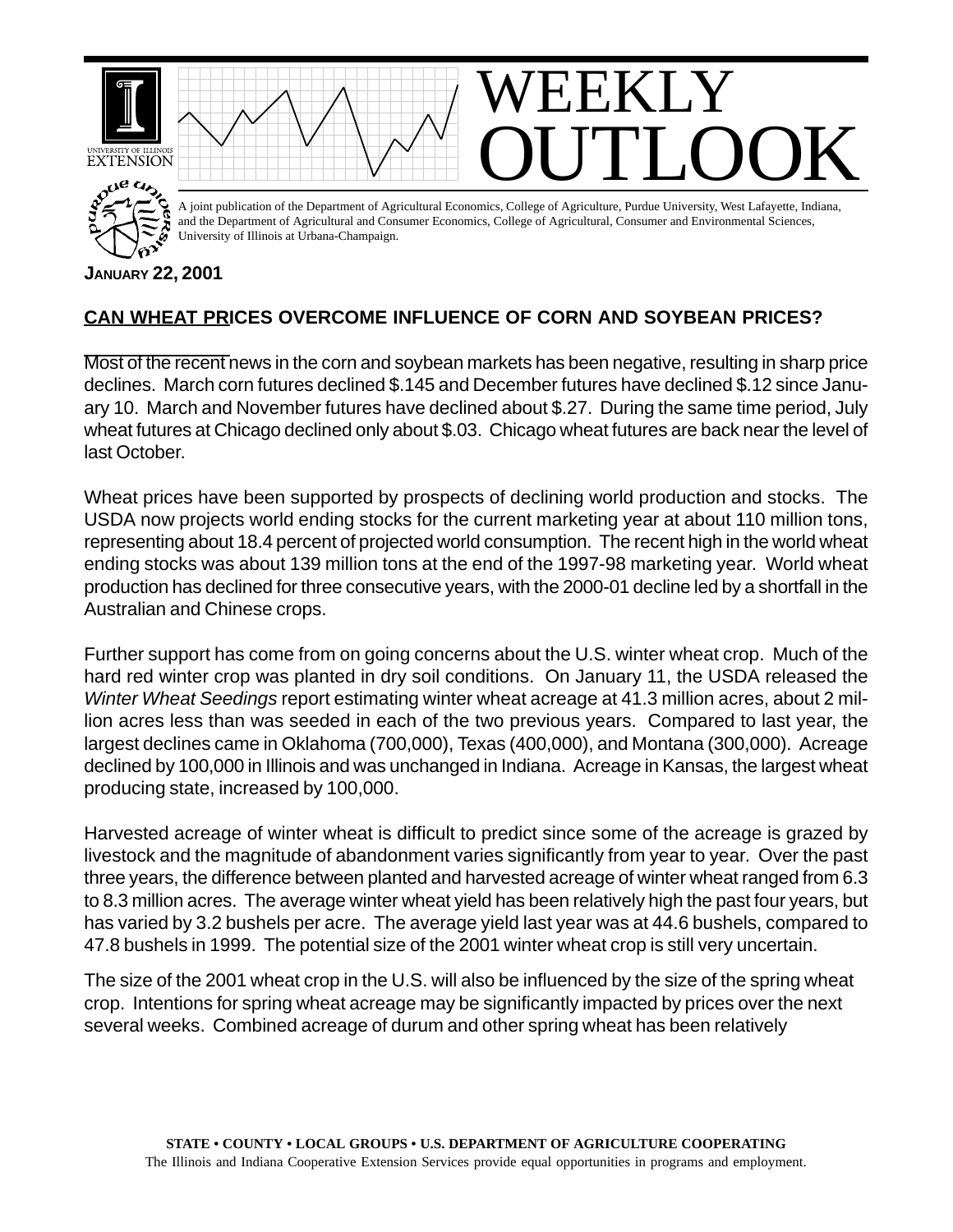# WEEKLY OUTLOOK

A joint publication of the Department of Agricultural Economics, College of Agriculture, Purdue University, West Lafayette, Indiana, and the Department of Agricultural and Consumer Economics, College of Agricultural, Consumer and Environmental Sciences, University of Illinois at Urbana-Champaign.

**JANUARY 22, 2001**

## CAN WHEAT PRICES OVERCOME INFLUENCE OF CORN AND SOYBEAN PRICES?

Most of the recent news in the corn and soybean markets has been negative, resulting in sharp price declines. March corn futures declined $.145 and December futures have declined $.12 since January 10. March and November futures have declined about $.27. During the same time period, July wheat futures at Chicago declined only about $.03. Chicago wheat futures are back near the level of last October.

Wheat prices have been supported by prospects of declining world production and stocks. The USDA now projects world ending stocks for the current marketing year at about 110 million tons, representing about 18.4 percent of projected world consumption. The recent high in the world wheat ending stocks was about 139 million tons at the end of the 1997-98 marketing year. World wheat production has declined for three consecutive years, with the 2000-01 decline led by a shortfall in the Australian and Chinese crops.

Further support has come from on going concerns about the U.S. winter wheat crop. Much of the hard red winter crop was planted in dry soil conditions. On January 11, the USDA released the *Winter Wheat Seedings* report estimating winter wheat acreage at 41.3 million acres, about 2 million acres less than was seeded in each of the two previous years. Compared to last year, the largest declines came in Oklahoma (700,000), Texas (400,000), and Montana (300,000). Acreage declined by 100,000 in Illinois and was unchanged in Indiana. Acreage in Kansas, the largest wheat producing state, increased by 100,000.

Harvested acreage of winter wheat is difficult to predict since some of the acreage is grazed by livestock and the magnitude of abandonment varies significantly from year to year. Over the past three years, the difference between planted and harvested acreage of winter wheat ranged from 6.3 to 8.3 million acres. The average winter wheat yield has been relatively high the past four years, but has varied by 3.2 bushels per acre. The average yield last year was at 44.6 bushels, compared to 47.8 bushels in 1999. The potential size of the 2001 winter wheat crop is still very uncertain.

The size of the 2001 wheat crop in the U.S. will also be influenced by the size of the spring wheat crop. Intentions for spring wheat acreage may be significantly impacted by prices over the next several weeks. Combined acreage of durum and other spring wheat has been relatively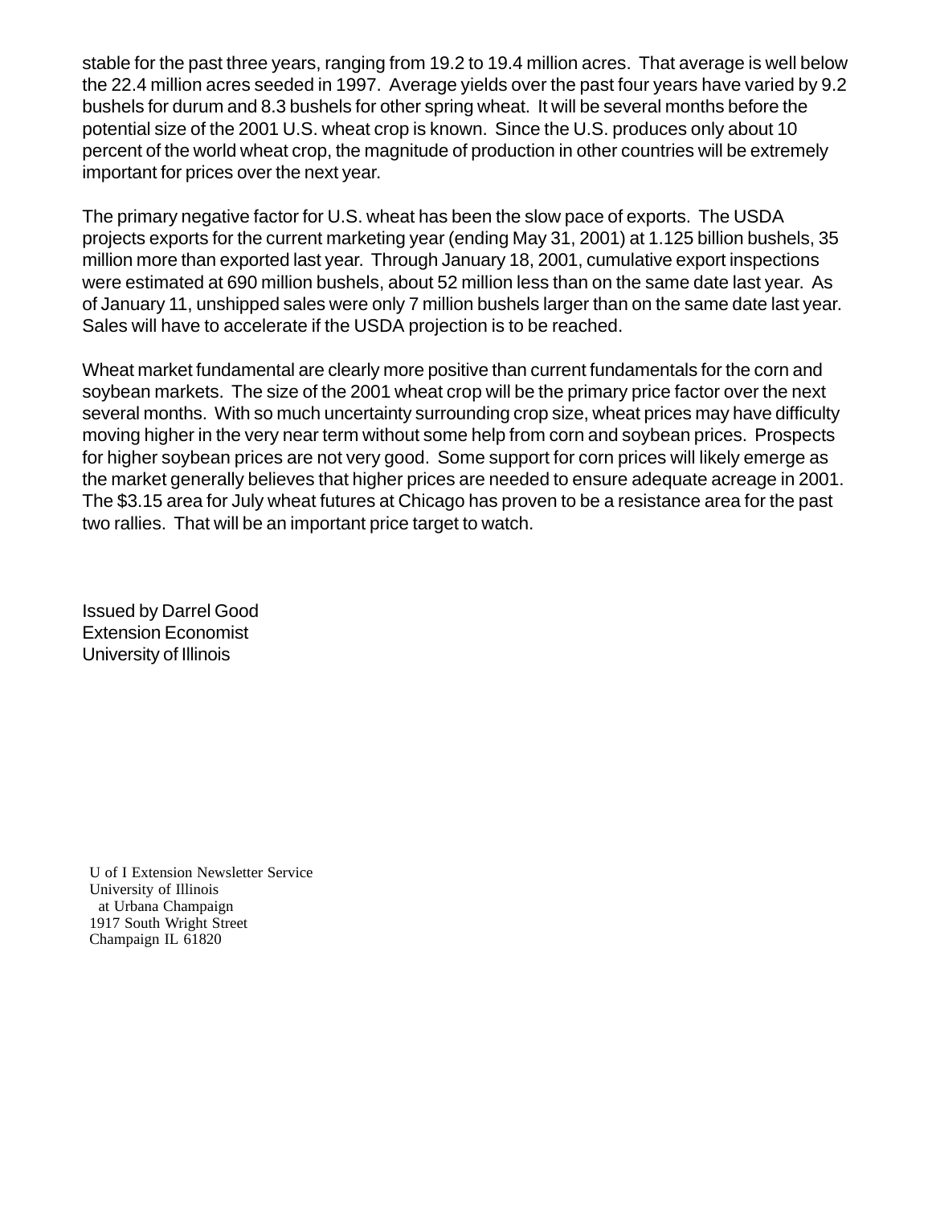stable for the past three years, ranging from 19.2 to 19.4 million acres. That average is well below the 22.4 million acres seeded in 1997. Average yields over the past four years have varied by 9.2 bushels for durum and 8.3 bushels for other spring wheat. It will be several months before the potential size of the 2001 U.S. wheat crop is known. Since the U.S. produces only about 10 percent of the world wheat crop, the magnitude of production in other countries will be extremely important for prices over the next year.

The primary negative factor for U.S. wheat has been the slow pace of exports. The USDA projects exports for the current marketing year (ending May 31, 2001) at 1.125 billion bushels, 35 million more than exported last year. Through January 18, 2001, cumulative export inspections were estimated at 690 million bushels, about 52 million less than on the same date last year. As of January 11, unshipped sales were only 7 million bushels larger than on the same date last year. Sales will have to accelerate if the USDA projection is to be reached.

Wheat market fundamental are clearly more positive than current fundamentals for the corn and soybean markets. The size of the 2001 wheat crop will be the primary price factor over the next several months. With so much uncertainty surrounding crop size, wheat prices may have difficulty moving higher in the very near term without some help from corn and soybean prices. Prospects for higher soybean prices are not very good. Some support for corn prices will likely emerge as the market generally believes that higher prices are needed to ensure adequate acreage in 2001. The $3.15 area for July wheat futures at Chicago has proven to be a resistance area for the past two rallies. That will be an important price target to watch.

Issued by Darrel Good
Extension Economist
University of Illinois

U of I Extension Newsletter Service
University of Illinois
at Urbana Champaign
1917 South Wright Street
Champaign IL 61820